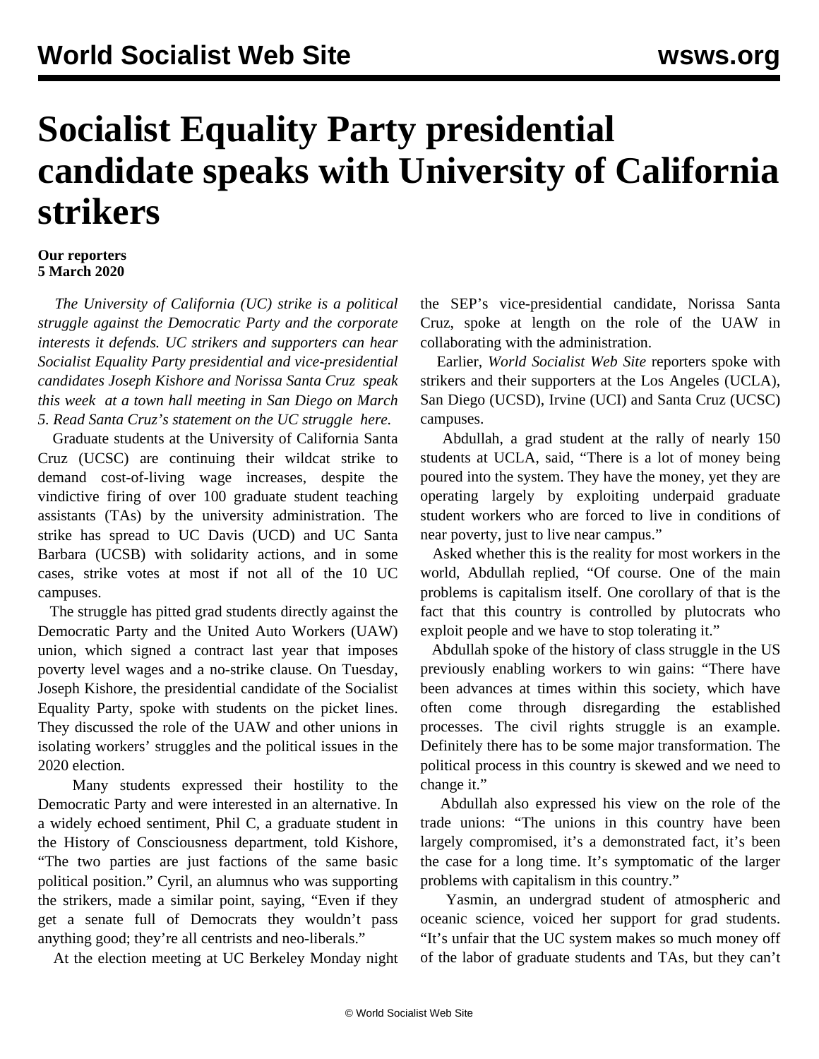# Socialist Equality Party presidential candidate speaks with University of California strikers

**Our reporters**
**5 March 2020**

*The University of California (UC) strike is a political struggle against the Democratic Party and the corporate interests it defends. UC strikers and supporters can hear Socialist Equality Party presidential and vice-presidential candidates Joseph Kishore and Norissa Santa Cruz speak this week at a town hall meeting in San Diego on March 5. Read Santa Cruz's statement on the UC struggle here.*

Graduate students at the University of California Santa Cruz (UCSC) are continuing their wildcat strike to demand cost-of-living wage increases, despite the vindictive firing of over 100 graduate student teaching assistants (TAs) by the university administration. The strike has spread to UC Davis (UCD) and UC Santa Barbara (UCSB) with solidarity actions, and in some cases, strike votes at most if not all of the 10 UC campuses.

The struggle has pitted grad students directly against the Democratic Party and the United Auto Workers (UAW) union, which signed a contract last year that imposes poverty level wages and a no-strike clause. On Tuesday, Joseph Kishore, the presidential candidate of the Socialist Equality Party, spoke with students on the picket lines. They discussed the role of the UAW and other unions in isolating workers' struggles and the political issues in the 2020 election.

Many students expressed their hostility to the Democratic Party and were interested in an alternative. In a widely echoed sentiment, Phil C, a graduate student in the History of Consciousness department, told Kishore, "The two parties are just factions of the same basic political position." Cyril, an alumnus who was supporting the strikers, made a similar point, saying, "Even if they get a senate full of Democrats they wouldn't pass anything good; they're all centrists and neo-liberals."

At the election meeting at UC Berkeley Monday night the SEP's vice-presidential candidate, Norissa Santa Cruz, spoke at length on the role of the UAW in collaborating with the administration.

Earlier, *World Socialist Web Site* reporters spoke with strikers and their supporters at the Los Angeles (UCLA), San Diego (UCSD), Irvine (UCI) and Santa Cruz (UCSC) campuses.

Abdullah, a grad student at the rally of nearly 150 students at UCLA, said, "There is a lot of money being poured into the system. They have the money, yet they are operating largely by exploiting underpaid graduate student workers who are forced to live in conditions of near poverty, just to live near campus."

Asked whether this is the reality for most workers in the world, Abdullah replied, "Of course. One of the main problems is capitalism itself. One corollary of that is the fact that this country is controlled by plutocrats who exploit people and we have to stop tolerating it."

Abdullah spoke of the history of class struggle in the US previously enabling workers to win gains: "There have been advances at times within this society, which have often come through disregarding the established processes. The civil rights struggle is an example. Definitely there has to be some major transformation. The political process in this country is skewed and we need to change it."

Abdullah also expressed his view on the role of the trade unions: "The unions in this country have been largely compromised, it's a demonstrated fact, it's been the case for a long time. It's symptomatic of the larger problems with capitalism in this country."

Yasmin, an undergrad student of atmospheric and oceanic science, voiced her support for grad students. "It's unfair that the UC system makes so much money off of the labor of graduate students and TAs, but they can't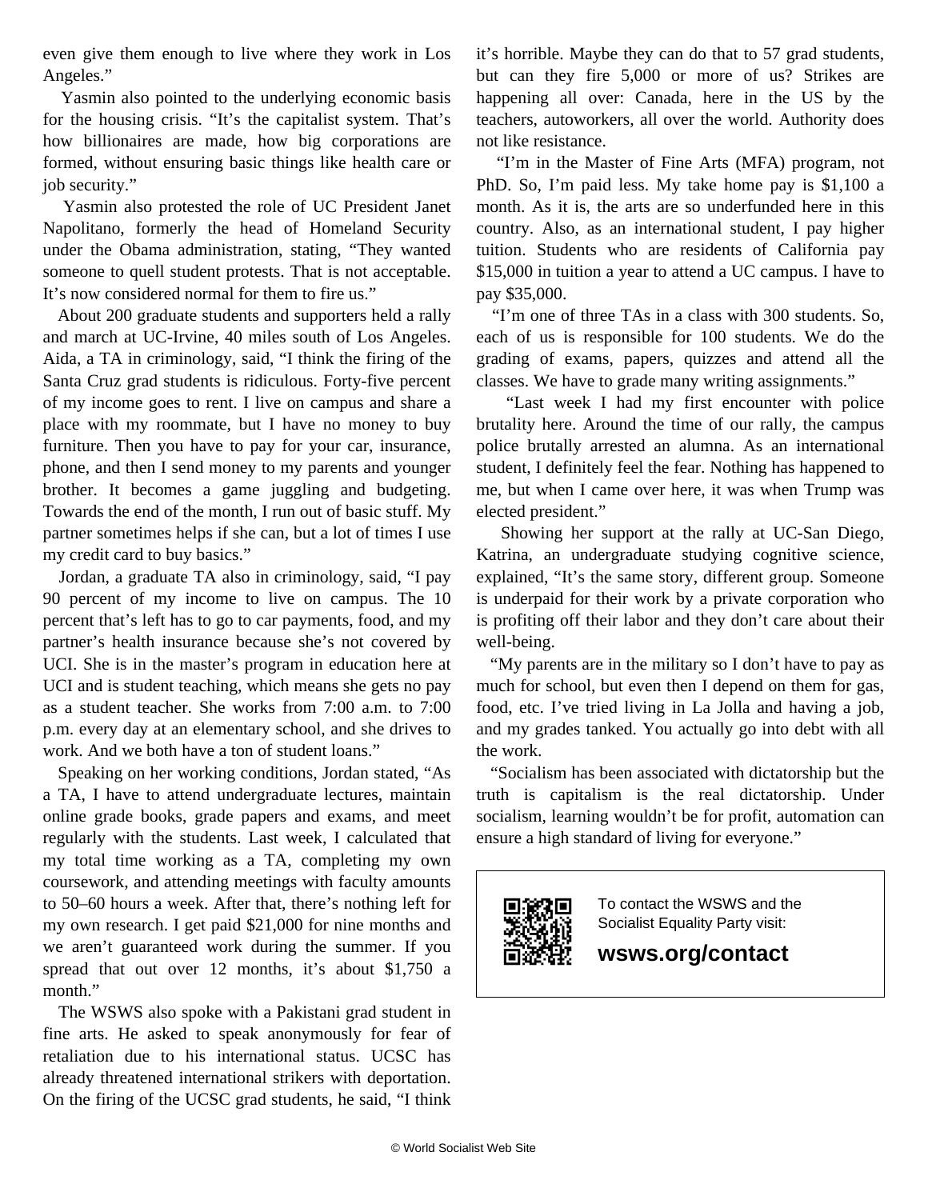even give them enough to live where they work in Los Angeles."

Yasmin also pointed to the underlying economic basis for the housing crisis. "It's the capitalist system. That's how billionaires are made, how big corporations are formed, without ensuring basic things like health care or job security."

Yasmin also protested the role of UC President Janet Napolitano, formerly the head of Homeland Security under the Obama administration, stating, "They wanted someone to quell student protests. That is not acceptable. It's now considered normal for them to fire us."

About 200 graduate students and supporters held a rally and march at UC-Irvine, 40 miles south of Los Angeles. Aida, a TA in criminology, said, "I think the firing of the Santa Cruz grad students is ridiculous. Forty-five percent of my income goes to rent. I live on campus and share a place with my roommate, but I have no money to buy furniture. Then you have to pay for your car, insurance, phone, and then I send money to my parents and younger brother. It becomes a game juggling and budgeting. Towards the end of the month, I run out of basic stuff. My partner sometimes helps if she can, but a lot of times I use my credit card to buy basics."

Jordan, a graduate TA also in criminology, said, "I pay 90 percent of my income to live on campus. The 10 percent that's left has to go to car payments, food, and my partner's health insurance because she's not covered by UCI. She is in the master's program in education here at UCI and is student teaching, which means she gets no pay as a student teacher. She works from 7:00 a.m. to 7:00 p.m. every day at an elementary school, and she drives to work. And we both have a ton of student loans."

Speaking on her working conditions, Jordan stated, "As a TA, I have to attend undergraduate lectures, maintain online grade books, grade papers and exams, and meet regularly with the students. Last week, I calculated that my total time working as a TA, completing my own coursework, and attending meetings with faculty amounts to 50–60 hours a week. After that, there's nothing left for my own research. I get paid $21,000 for nine months and we aren't guaranteed work during the summer. If you spread that out over 12 months, it's about $1,750 a month."

The WSWS also spoke with a Pakistani grad student in fine arts. He asked to speak anonymously for fear of retaliation due to his international status. UCSC has already threatened international strikers with deportation. On the firing of the UCSC grad students, he said, "I think it's horrible. Maybe they can do that to 57 grad students, but can they fire 5,000 or more of us? Strikes are happening all over: Canada, here in the US by the teachers, autoworkers, all over the world. Authority does not like resistance.

"I'm in the Master of Fine Arts (MFA) program, not PhD. So, I'm paid less. My take home pay is $1,100 a month. As it is, the arts are so underfunded here in this country. Also, as an international student, I pay higher tuition. Students who are residents of California pay $15,000 in tuition a year to attend a UC campus. I have to pay $35,000.

"I'm one of three TAs in a class with 300 students. So, each of us is responsible for 100 students. We do the grading of exams, papers, quizzes and attend all the classes. We have to grade many writing assignments."

"Last week I had my first encounter with police brutality here. Around the time of our rally, the campus police brutally arrested an alumna. As an international student, I definitely feel the fear. Nothing has happened to me, but when I came over here, it was when Trump was elected president."

Showing her support at the rally at UC-San Diego, Katrina, an undergraduate studying cognitive science, explained, "It's the same story, different group. Someone is underpaid for their work by a private corporation who is profiting off their labor and they don't care about their well-being.

"My parents are in the military so I don't have to pay as much for school, but even then I depend on them for gas, food, etc. I've tried living in La Jolla and having a job, and my grades tanked. You actually go into debt with all the work.

"Socialism has been associated with dictatorship but the truth is capitalism is the real dictatorship. Under socialism, learning wouldn't be for profit, automation can ensure a high standard of living for everyone."

To contact the WSWS and the Socialist Equality Party visit:

**wsws.org/contact**